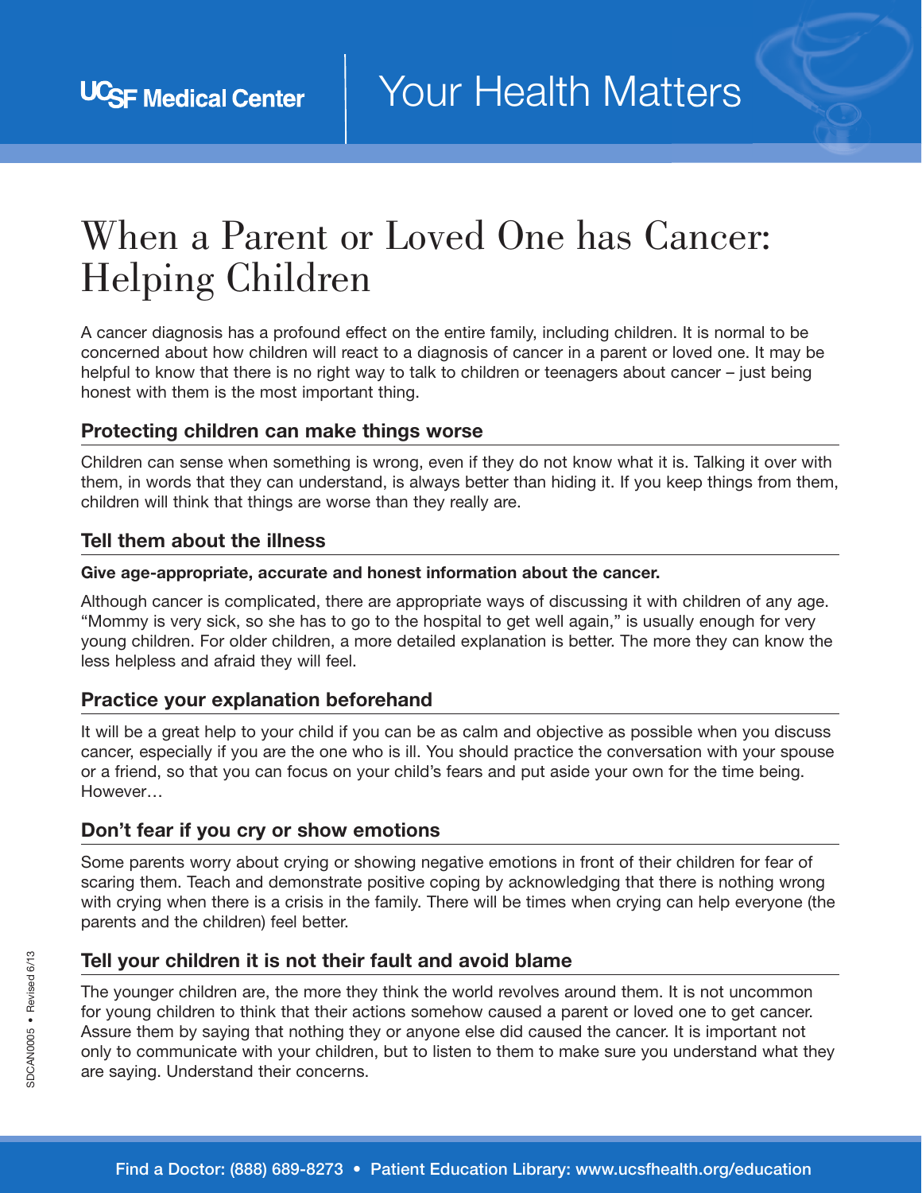# When a Parent or Loved One has Cancer: Helping Children

A cancer diagnosis has a profound effect on the entire family, including children. It is normal to be concerned about how children will react to a diagnosis of cancer in a parent or loved one. It may be helpful to know that there is no right way to talk to children or teenagers about cancer – just being honest with them is the most important thing.

## Protecting children can make things worse

Children can sense when something is wrong, even if they do not know what it is. Talking it over with them, in words that they can understand, is always better than hiding it. If you keep things from them, children will think that things are worse than they really are.

## Tell them about the illness

**Give age-appropriate, accurate and honest information about the cancer.**

Although cancer is complicated, there are appropriate ways of discussing it with children of any age. "Mommy is very sick, so she has to go to the hospital to get well again," is usually enough for very young children. For older children, a more detailed explanation is better. The more they can know the less helpless and afraid they will feel.

## Practice your explanation beforehand

It will be a great help to your child if you can be as calm and objective as possible when you discuss cancer, especially if you are the one who is ill. You should practice the conversation with your spouse or a friend, so that you can focus on your child's fears and put aside your own for the time being. However…

## Don't fear if you cry or show emotions

Some parents worry about crying or showing negative emotions in front of their children for fear of scaring them. Teach and demonstrate positive coping by acknowledging that there is nothing wrong with crying when there is a crisis in the family. There will be times when crying can help everyone (the parents and the children) feel better.

## Tell your children it is not their fault and avoid blame

The younger children are, the more they think the world revolves around them. It is not uncommon for young children to think that their actions somehow caused a parent or loved one to get cancer. Assure them by saying that nothing they or anyone else did caused the cancer. It is important not only to communicate with your children, but to listen to them to make sure you understand what they are saying. Understand their concerns.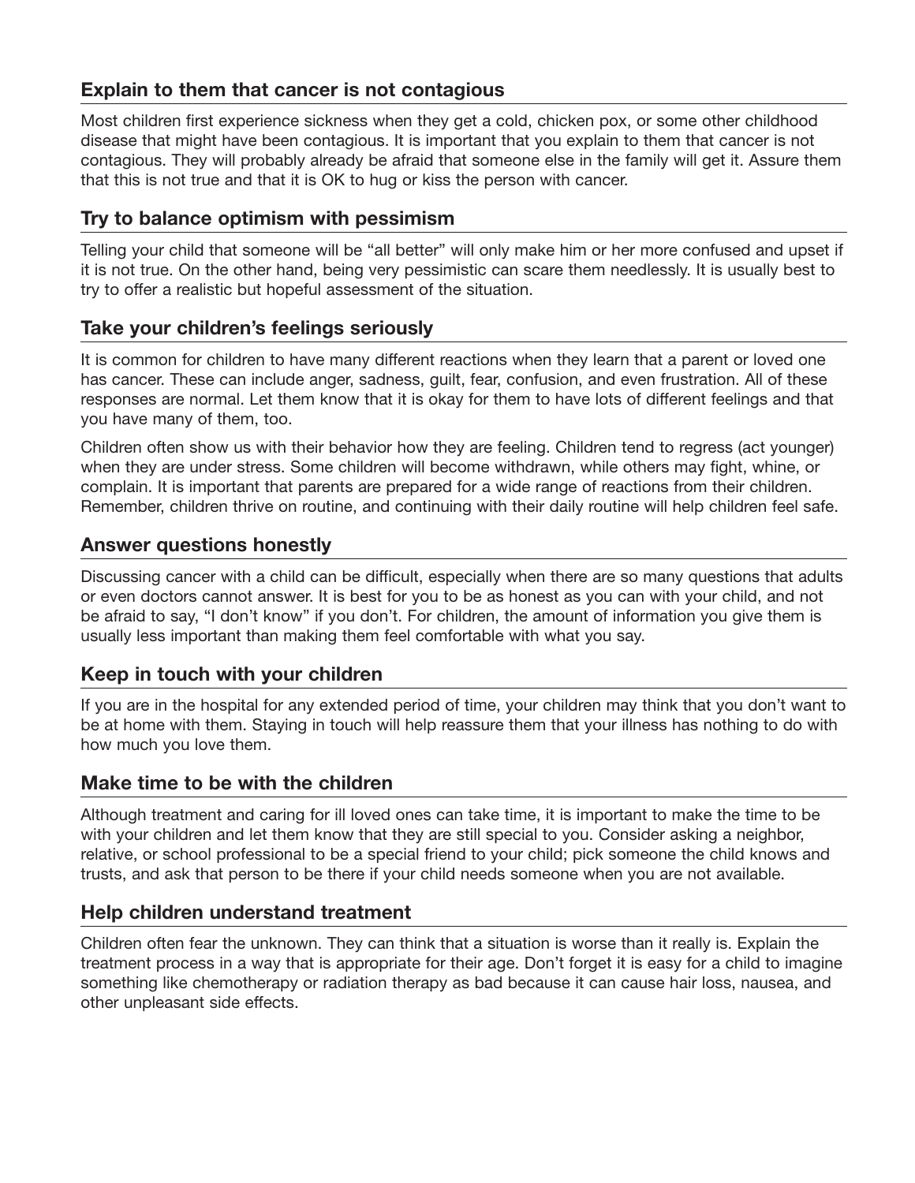## Explain to them that cancer is not contagious

Most children first experience sickness when they get a cold, chicken pox, or some other childhood disease that might have been contagious. It is important that you explain to them that cancer is not contagious. They will probably already be afraid that someone else in the family will get it. Assure them that this is not true and that it is OK to hug or kiss the person with cancer.

## Try to balance optimism with pessimism

Telling your child that someone will be "all better" will only make him or her more confused and upset if it is not true. On the other hand, being very pessimistic can scare them needlessly. It is usually best to try to offer a realistic but hopeful assessment of the situation.

## Take your children's feelings seriously

It is common for children to have many different reactions when they learn that a parent or loved one has cancer. These can include anger, sadness, guilt, fear, confusion, and even frustration. All of these responses are normal. Let them know that it is okay for them to have lots of different feelings and that you have many of them, too.

Children often show us with their behavior how they are feeling. Children tend to regress (act younger) when they are under stress. Some children will become withdrawn, while others may fight, whine, or complain. It is important that parents are prepared for a wide range of reactions from their children. Remember, children thrive on routine, and continuing with their daily routine will help children feel safe.

## Answer questions honestly

Discussing cancer with a child can be difficult, especially when there are so many questions that adults or even doctors cannot answer. It is best for you to be as honest as you can with your child, and not be afraid to say, "I don't know" if you don't. For children, the amount of information you give them is usually less important than making them feel comfortable with what you say.

## Keep in touch with your children

If you are in the hospital for any extended period of time, your children may think that you don't want to be at home with them. Staying in touch will help reassure them that your illness has nothing to do with how much you love them.

## Make time to be with the children

Although treatment and caring for ill loved ones can take time, it is important to make the time to be with your children and let them know that they are still special to you. Consider asking a neighbor, relative, or school professional to be a special friend to your child; pick someone the child knows and trusts, and ask that person to be there if your child needs someone when you are not available.

## Help children understand treatment

Children often fear the unknown. They can think that a situation is worse than it really is. Explain the treatment process in a way that is appropriate for their age. Don't forget it is easy for a child to imagine something like chemotherapy or radiation therapy as bad because it can cause hair loss, nausea, and other unpleasant side effects.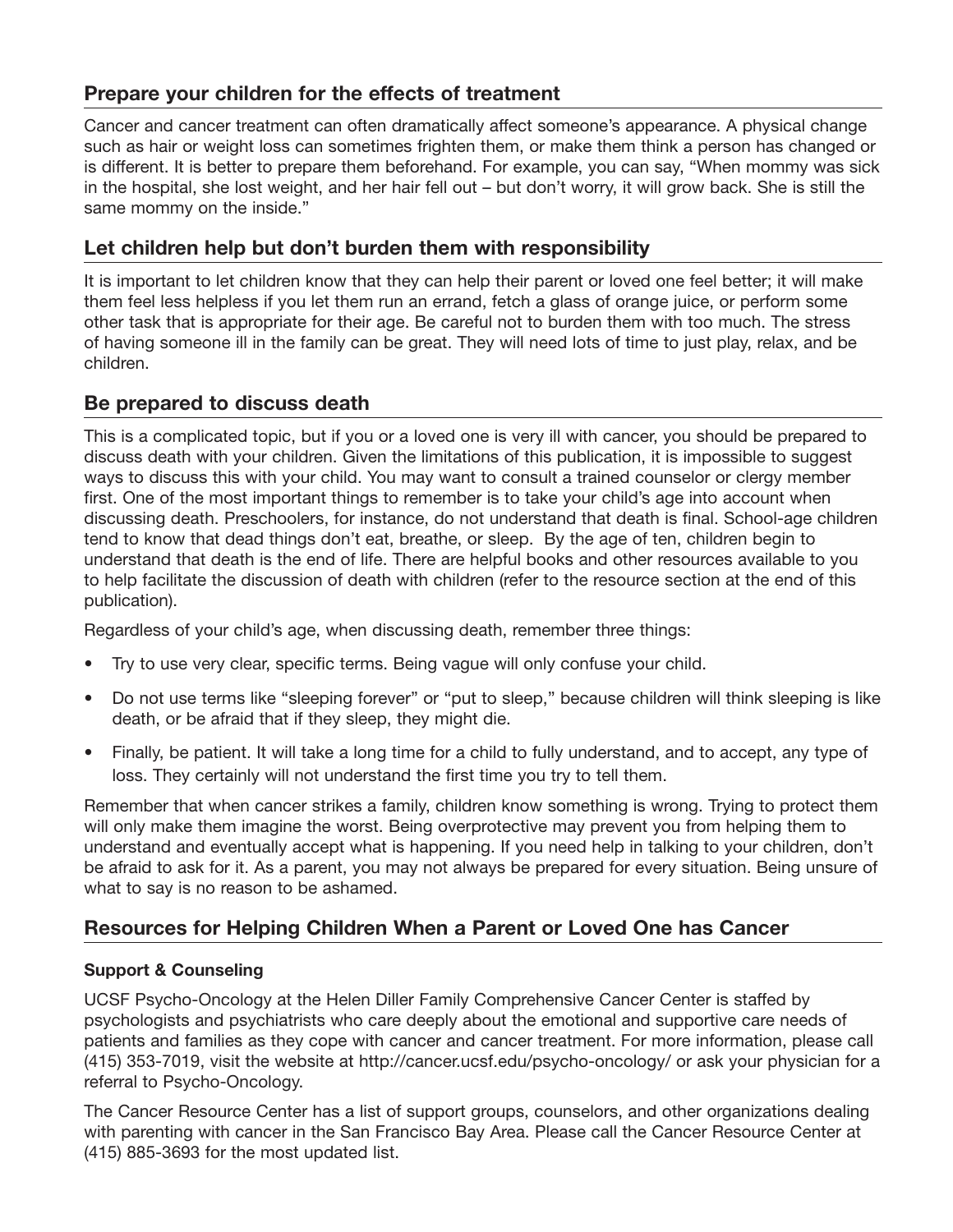## Prepare your children for the effects of treatment

Cancer and cancer treatment can often dramatically affect someone's appearance. A physical change such as hair or weight loss can sometimes frighten them, or make them think a person has changed or is different. It is better to prepare them beforehand. For example, you can say, "When mommy was sick in the hospital, she lost weight, and her hair fell out – but don't worry, it will grow back. She is still the same mommy on the inside."

## Let children help but don't burden them with responsibility

It is important to let children know that they can help their parent or loved one feel better; it will make them feel less helpless if you let them run an errand, fetch a glass of orange juice, or perform some other task that is appropriate for their age. Be careful not to burden them with too much. The stress of having someone ill in the family can be great. They will need lots of time to just play, relax, and be children.

## Be prepared to discuss death

This is a complicated topic, but if you or a loved one is very ill with cancer, you should be prepared to discuss death with your children. Given the limitations of this publication, it is impossible to suggest ways to discuss this with your child. You may want to consult a trained counselor or clergy member first. One of the most important things to remember is to take your child's age into account when discussing death. Preschoolers, for instance, do not understand that death is final. School-age children tend to know that dead things don't eat, breathe, or sleep. By the age of ten, children begin to understand that death is the end of life. There are helpful books and other resources available to you to help facilitate the discussion of death with children (refer to the resource section at the end of this publication).

Regardless of your child's age, when discussing death, remember three things:

- Try to use very clear, specific terms. Being vague will only confuse your child.
- Do not use terms like "sleeping forever" or "put to sleep," because children will think sleeping is like death, or be afraid that if they sleep, they might die.
- Finally, be patient. It will take a long time for a child to fully understand, and to accept, any type of loss. They certainly will not understand the first time you try to tell them.

Remember that when cancer strikes a family, children know something is wrong. Trying to protect them will only make them imagine the worst. Being overprotective may prevent you from helping them to understand and eventually accept what is happening. If you need help in talking to your children, don't be afraid to ask for it. As a parent, you may not always be prepared for every situation. Being unsure of what to say is no reason to be ashamed.

## Resources for Helping Children When a Parent or Loved One has Cancer

### Support & Counseling

UCSF Psycho-Oncology at the Helen Diller Family Comprehensive Cancer Center is staffed by psychologists and psychiatrists who care deeply about the emotional and supportive care needs of patients and families as they cope with cancer and cancer treatment. For more information, please call (415) 353-7019, visit the website at http://cancer.ucsf.edu/psycho-oncology/ or ask your physician for a referral to Psycho-Oncology.

The Cancer Resource Center has a list of support groups, counselors, and other organizations dealing with parenting with cancer in the San Francisco Bay Area. Please call the Cancer Resource Center at (415) 885-3693 for the most updated list.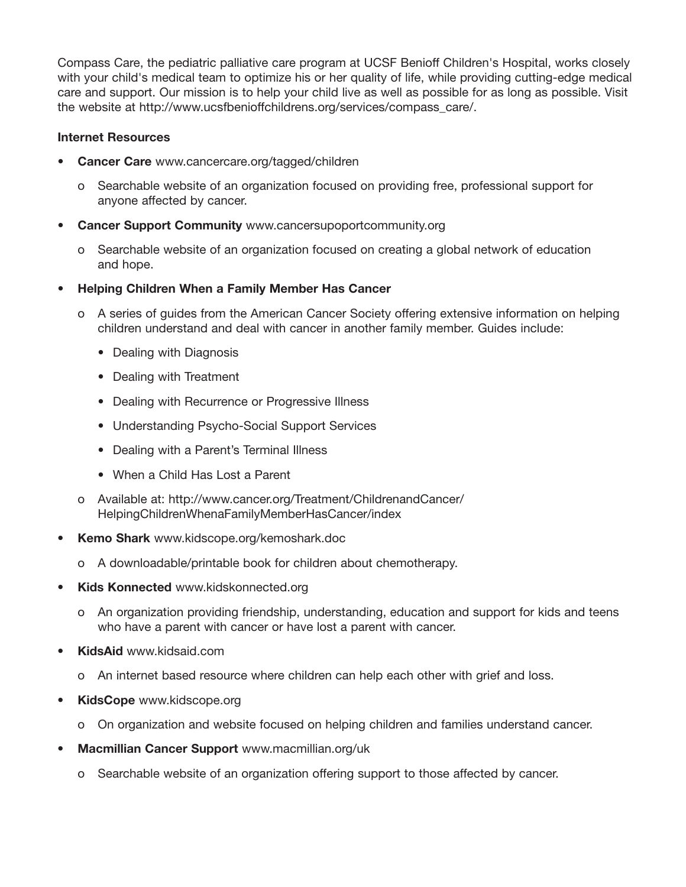Compass Care, the pediatric palliative care program at UCSF Benioff Children's Hospital, works closely with your child's medical team to optimize his or her quality of life, while providing cutting-edge medical care and support. Our mission is to help your child live as well as possible for as long as possible. Visit the website at http://www.ucsfbenioffchildrens.org/services/compass_care/.

**Internet Resources**

- **Cancer Care** www.cancercare.org/tagged/children
  - Searchable website of an organization focused on providing free, professional support for anyone affected by cancer.
- **Cancer Support Community** www.cancersupoportcommunity.org
  - Searchable website of an organization focused on creating a global network of education and hope.
- **Helping Children When a Family Member Has Cancer**
  - A series of guides from the American Cancer Society offering extensive information on helping children understand and deal with cancer in another family member. Guides include:
    - Dealing with Diagnosis
    - Dealing with Treatment
    - Dealing with Recurrence or Progressive Illness
    - Understanding Psycho-Social Support Services
    - Dealing with a Parent's Terminal Illness
    - When a Child Has Lost a Parent
  - Available at: http://www.cancer.org/Treatment/ChildrenandCancer/HelpingChildrenWhenaFamilyMemberHasCancer/index
- **Kemo Shark** www.kidscope.org/kemoshark.doc
  - A downloadable/printable book for children about chemotherapy.
- **Kids Konnected** www.kidskonnected.org
  - An organization providing friendship, understanding, education and support for kids and teens who have a parent with cancer or have lost a parent with cancer.
- **KidsAid** www.kidsaid.com
  - An internet based resource where children can help each other with grief and loss.
- **KidsCope** www.kidscope.org
  - On organization and website focused on helping children and families understand cancer.
- **Macmillian Cancer Support** www.macmillian.org/uk
  - Searchable website of an organization offering support to those affected by cancer.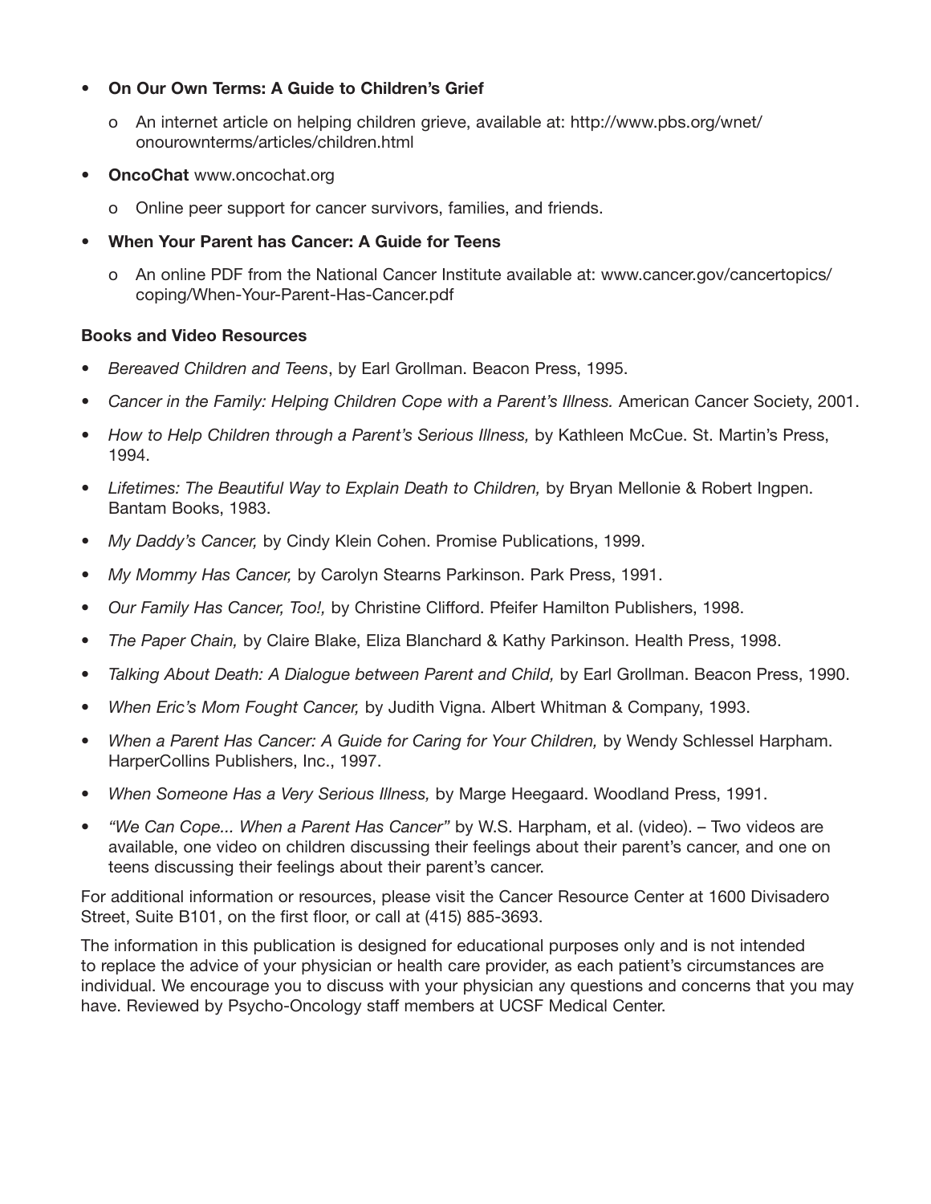- **On Our Own Terms: A Guide to Children's Grief**
  - o An internet article on helping children grieve, available at: http://www.pbs.org/wnet/onourownterms/articles/children.html
- **OncoChat** www.oncochat.org
  - o Online peer support for cancer survivors, families, and friends.
- **When Your Parent has Cancer: A Guide for Teens**
  - o An online PDF from the National Cancer Institute available at: www.cancer.gov/cancertopics/coping/When-Your-Parent-Has-Cancer.pdf

**Books and Video Resources**

- *Bereaved Children and Teens*, by Earl Grollman. Beacon Press, 1995.
- *Cancer in the Family: Helping Children Cope with a Parent's Illness.* American Cancer Society, 2001.
- *How to Help Children through a Parent's Serious Illness,* by Kathleen McCue. St. Martin's Press, 1994.
- *Lifetimes: The Beautiful Way to Explain Death to Children,* by Bryan Mellonie & Robert Ingpen. Bantam Books, 1983.
- *My Daddy's Cancer,* by Cindy Klein Cohen. Promise Publications, 1999.
- *My Mommy Has Cancer,* by Carolyn Stearns Parkinson. Park Press, 1991.
- *Our Family Has Cancer, Too!,* by Christine Clifford. Pfeifer Hamilton Publishers, 1998.
- *The Paper Chain,* by Claire Blake, Eliza Blanchard & Kathy Parkinson. Health Press, 1998.
- *Talking About Death: A Dialogue between Parent and Child,* by Earl Grollman. Beacon Press, 1990.
- *When Eric's Mom Fought Cancer,* by Judith Vigna. Albert Whitman & Company, 1993.
- *When a Parent Has Cancer: A Guide for Caring for Your Children,* by Wendy Schlessel Harpham. HarperCollins Publishers, Inc., 1997.
- *When Someone Has a Very Serious Illness,* by Marge Heegaard. Woodland Press, 1991.
- *"We Can Cope... When a Parent Has Cancer"* by W.S. Harpham, et al. (video). – Two videos are available, one video on children discussing their feelings about their parent's cancer, and one on teens discussing their feelings about their parent's cancer.

For additional information or resources, please visit the Cancer Resource Center at 1600 Divisadero Street, Suite B101, on the first floor, or call at (415) 885-3693.

The information in this publication is designed for educational purposes only and is not intended to replace the advice of your physician or health care provider, as each patient's circumstances are individual. We encourage you to discuss with your physician any questions and concerns that you may have. Reviewed by Psycho-Oncology staff members at UCSF Medical Center.